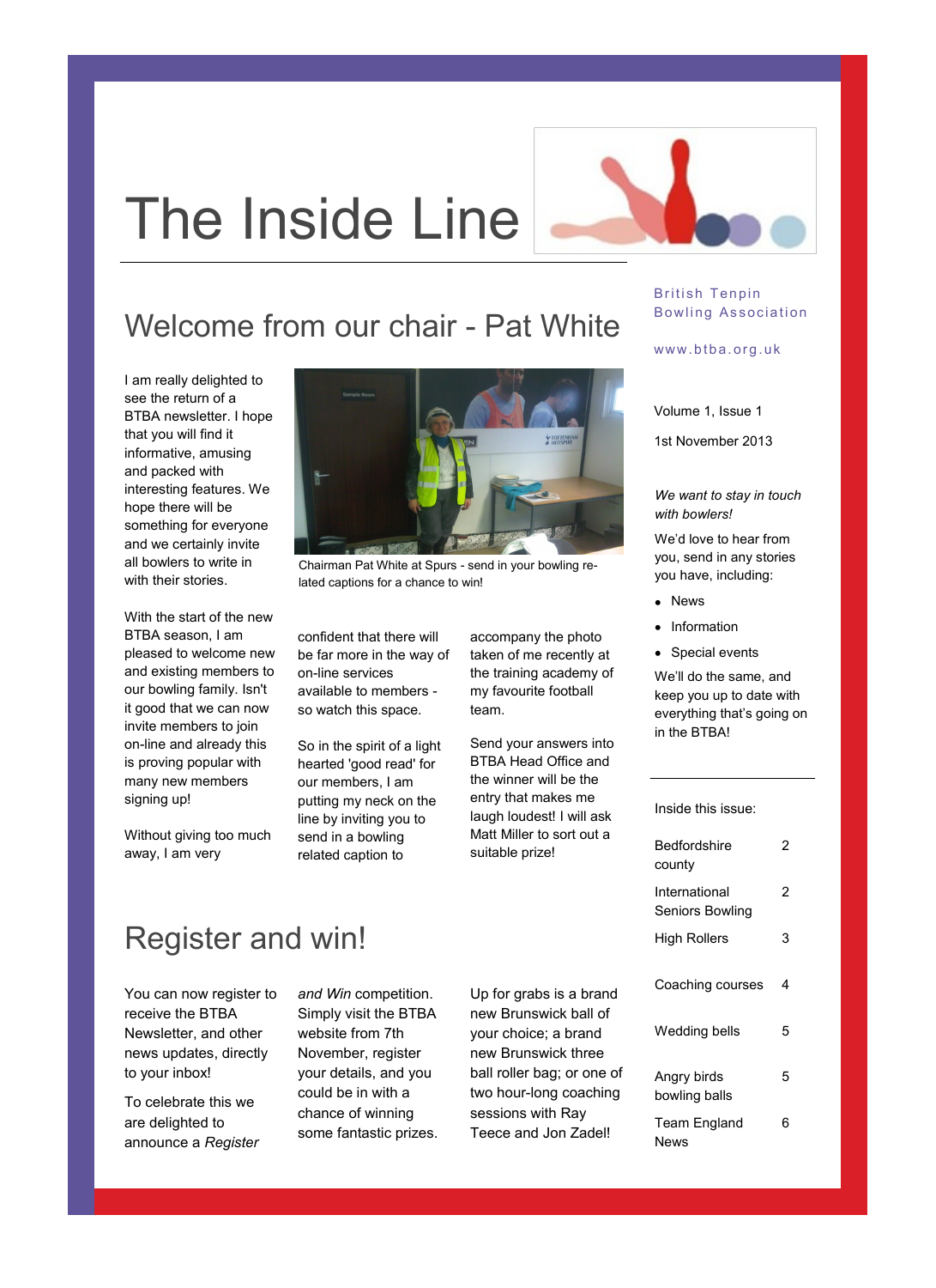# The Inside Line

British Tenpin Bowling Association

www.btba.org.uk

Volume 1, Issue 1

1st November 2013

*We want to stay in touch with bowlers!*

We'd love to hear from you, send in any stories you have, including:

- News
- Information
- Special events

We'll do the same, and keep you up to date with everything that's going on in the BTBA!

Inside this issue:

| | |
|---|---|
| Bedfordshire county | 2 |
| International Seniors Bowling | 2 |
| High Rollers | 3 |
| Coaching courses | 4 |
| Wedding bells | 5 |
| Angry birds bowling balls | 5 |
| Team England News | 6 |

## Welcome from our chair - Pat White

I am really delighted to see the return of a BTBA newsletter. I hope that you will find it informative, amusing and packed with interesting features. We hope there will be something for everyone and we certainly invite all bowlers to write in with their stories.

Chairman Pat White at Spurs - send in your bowling related captions for a chance to win!

With the start of the new BTBA season, I am pleased to welcome new and existing members to our bowling family. Isn't it good that we can now invite members to join on-line and already this is proving popular with many new members signing up!

Without giving too much away, I am very confident that there will be far more in the way of on-line services available to members - so watch this space.

So in the spirit of a light hearted 'good read' for our members, I am putting my neck on the line by inviting you to send in a bowling related caption to accompany the photo taken of me recently at the training academy of my favourite football team.

Send your answers into BTBA Head Office and the winner will be the entry that makes me laugh loudest! I will ask Matt Miller to sort out a suitable prize!

## Register and win!

You can now register to receive the BTBA Newsletter, and other news updates, directly to your inbox!

To celebrate this we are delighted to announce a *Register and Win* competition. Simply visit the BTBA website from 7th November, register your details, and you could be in with a chance of winning some fantastic prizes.

Up for grabs is a brand new Brunswick ball of your choice; a brand new Brunswick three ball roller bag; or one of two hour-long coaching sessions with Ray Teece and Jon Zadel!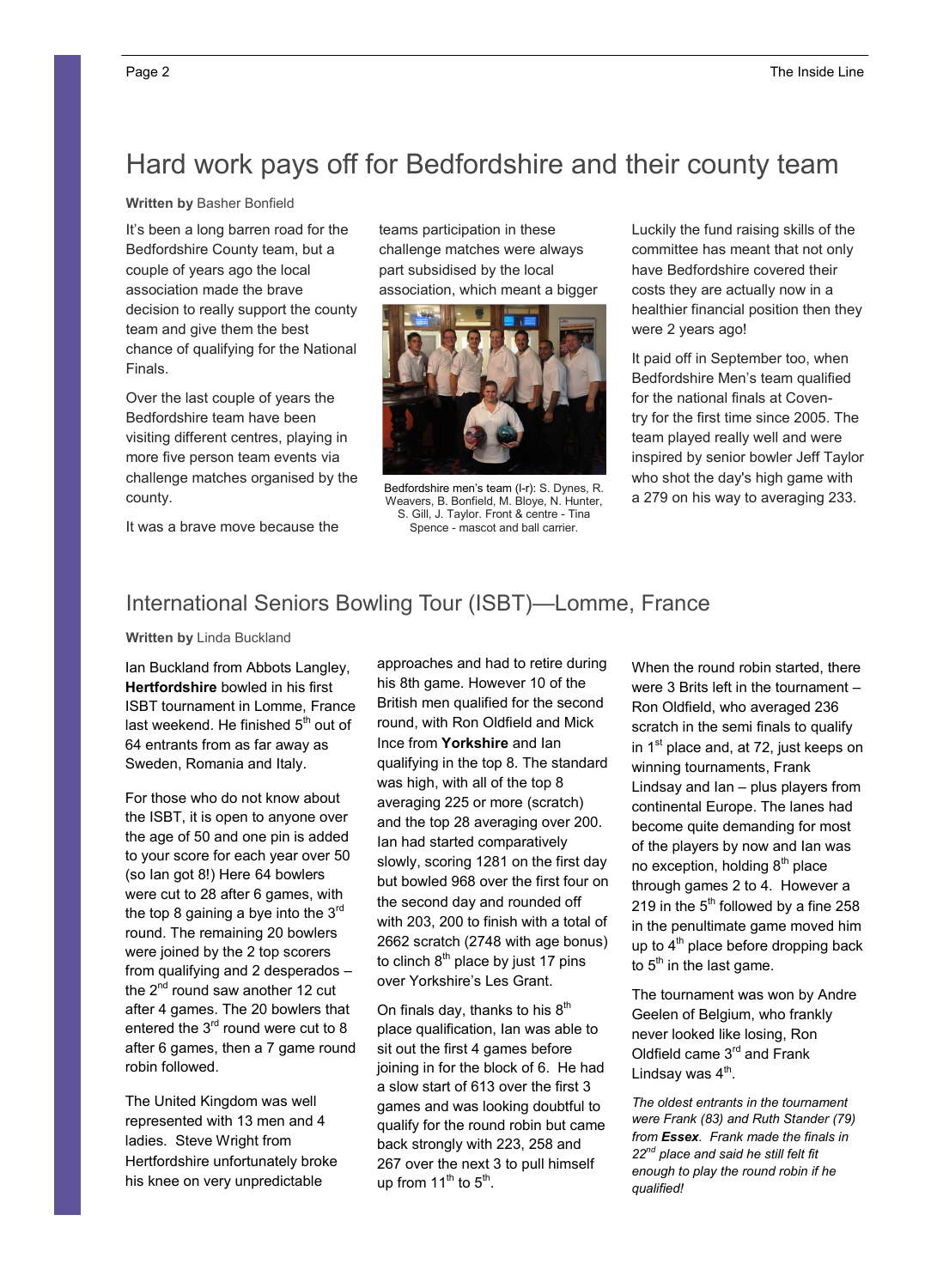# Hard work pays off for Bedfordshire and their county team

**Written by** Basher Bonfield

It's been a long barren road for the Bedfordshire County team, but a couple of years ago the local association made the brave decision to really support the county team and give them the best chance of qualifying for the National Finals.

Over the last couple of years the Bedfordshire team have been visiting different centres, playing in more five person team events via challenge matches organised by the county.

It was a brave move because the teams participation in these challenge matches were always part subsidised by the local association, which meant a bigger

Bedfordshire men's team (l-r): S. Dynes, R. Weavers, B. Bonfield, M. Bloye, N. Hunter, S. Gill, J. Taylor. Front & centre - Tina Spence - mascot and ball carrier.

Luckily the fund raising skills of the committee has meant that not only have Bedfordshire covered their costs they are actually now in a healthier financial position then they were 2 years ago!

It paid off in September too, when Bedfordshire Men's team qualified for the national finals at Coventry for the first time since 2005. The team played really well and were inspired by senior bowler Jeff Taylor who shot the day's high game with a 279 on his way to averaging 233.

## International Seniors Bowling Tour (ISBT)—Lomme, France

**Written by** Linda Buckland

Ian Buckland from Abbots Langley, **Hertfordshire** bowled in his first ISBT tournament in Lomme, France last weekend. He finished 5th out of 64 entrants from as far away as Sweden, Romania and Italy.

For those who do not know about the ISBT, it is open to anyone over the age of 50 and one pin is added to your score for each year over 50 (so Ian got 8!) Here 64 bowlers were cut to 28 after 6 games, with the top 8 gaining a bye into the 3rd round. The remaining 20 bowlers were joined by the 2 top scorers from qualifying and 2 desperados – the 2nd round saw another 12 cut after 4 games. The 20 bowlers that entered the 3rd round were cut to 8 after 6 games, then a 7 game round robin followed.

The United Kingdom was well represented with 13 men and 4 ladies. Steve Wright from Hertfordshire unfortunately broke his knee on very unpredictable approaches and had to retire during his 8th game. However 10 of the British men qualified for the second round, with Ron Oldfield and Mick Ince from **Yorkshire** and Ian qualifying in the top 8. The standard was high, with all of the top 8 averaging 225 or more (scratch) and the top 28 averaging over 200. Ian had started comparatively slowly, scoring 1281 on the first day but bowled 968 over the first four on the second day and rounded off with 203, 200 to finish with a total of 2662 scratch (2748 with age bonus) to clinch 8th place by just 17 pins over Yorkshire's Les Grant.

On finals day, thanks to his 8th place qualification, Ian was able to sit out the first 4 games before joining in for the block of 6. He had a slow start of 613 over the first 3 games and was looking doubtful to qualify for the round robin but came back strongly with 223, 258 and 267 over the next 3 to pull himself up from 11th to 5th.

When the round robin started, there were 3 Brits left in the tournament – Ron Oldfield, who averaged 236 scratch in the semi finals to qualify in 1st place and, at 72, just keeps on winning tournaments, Frank Lindsay and Ian – plus players from continental Europe. The lanes had become quite demanding for most of the players by now and Ian was no exception, holding 8th place through games 2 to 4. However a 219 in the 5th followed by a fine 258 in the penultimate game moved him up to 4th place before dropping back to 5th in the last game.

The tournament was won by Andre Geelen of Belgium, who frankly never looked like losing, Ron Oldfield came 3rd and Frank Lindsay was 4th.

*The oldest entrants in the tournament were Frank (83) and Ruth Stander (79) from* ***Essex****. Frank made the finals in 22nd place and said he still felt fit enough to play the round robin if he qualified!*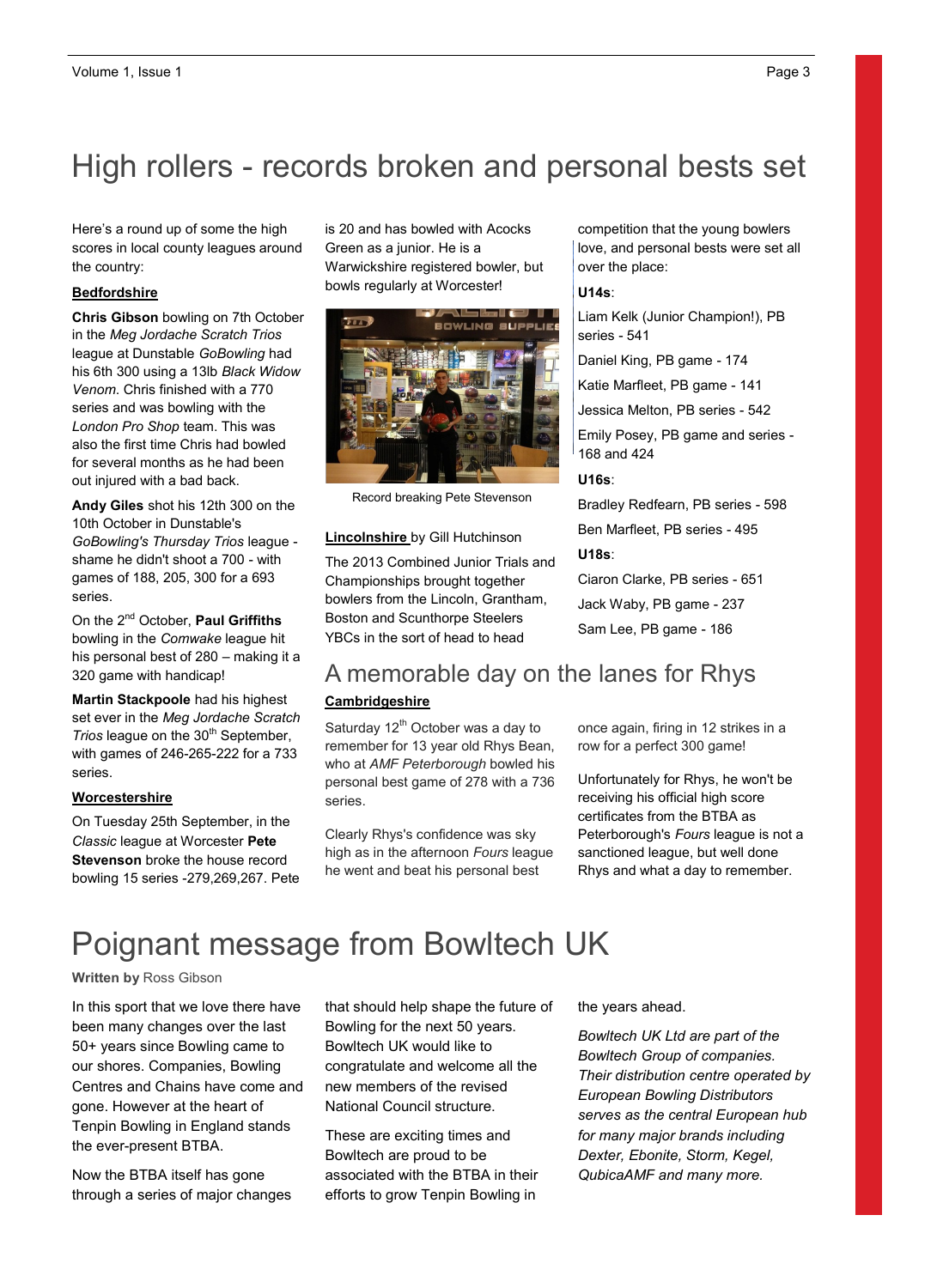# High rollers - records broken and personal bests set

Here's a round up of some the high scores in local county leagues around the country:

**Bedfordshire**

**Chris Gibson** bowling on 7th October in the *Meg Jordache Scratch Trios* league at Dunstable *GoBowling* had his 6th 300 using a 13lb *Black Widow Venom*. Chris finished with a 770 series and was bowling with the *London Pro Shop* team. This was also the first time Chris had bowled for several months as he had been out injured with a bad back.

**Andy Giles** shot his 12th 300 on the 10th October in Dunstable's *GoBowling's Thursday Trios* league - shame he didn't shoot a 700 - with games of 188, 205, 300 for a 693 series.

On the 2nd October, **Paul Griffiths** bowling in the *Comwake* league hit his personal best of 280 – making it a 320 game with handicap!

**Martin Stackpoole** had his highest set ever in the *Meg Jordache Scratch Trios* league on the 30th September, with games of 246-265-222 for a 733 series.

**Worcestershire**

On Tuesday 25th September, in the *Classic* league at Worcester **Pete Stevenson** broke the house record bowling 15 series -279,269,267. Pete is 20 and has bowled with Acocks Green as a junior. He is a Warwickshire registered bowler, but bowls regularly at Worcester!

Record breaking Pete Stevenson

**Lincolnshire** by Gill Hutchinson

The 2013 Combined Junior Trials and Championships brought together bowlers from the Lincoln, Grantham, Boston and Scunthorpe Steelers YBCs in the sort of head to head competition that the young bowlers love, and personal bests were set all over the place:

**U14s**:

Liam Kelk (Junior Champion!), PB series - 541

Daniel King, PB game - 174

Katie Marfleet, PB game - 141

Jessica Melton, PB series - 542

Emily Posey, PB game and series - 168 and 424

**U16s**:

Bradley Redfearn, PB series - 598

Ben Marfleet, PB series - 495

**U18s**:

Ciaron Clarke, PB series - 651

Jack Waby, PB game - 237

Sam Lee, PB game - 186

## A memorable day on the lanes for Rhys

**Cambridgeshire**

Saturday 12th October was a day to remember for 13 year old Rhys Bean, who at *AMF Peterborough* bowled his personal best game of 278 with a 736 series.

Clearly Rhys's confidence was sky high as in the afternoon *Fours* league he went and beat his personal best once again, firing in 12 strikes in a row for a perfect 300 game!

Unfortunately for Rhys, he won't be receiving his official high score certificates from the BTBA as Peterborough's *Fours* league is not a sanctioned league, but well done Rhys and what a day to remember.

# Poignant message from Bowltech UK

**Written by** Ross Gibson

In this sport that we love there have been many changes over the last 50+ years since Bowling came to our shores. Companies, Bowling Centres and Chains have come and gone. However at the heart of Tenpin Bowling in England stands the ever-present BTBA.

Now the BTBA itself has gone through a series of major changes that should help shape the future of Bowling for the next 50 years. Bowltech UK would like to congratulate and welcome all the new members of the revised National Council structure.

These are exciting times and Bowltech are proud to be associated with the BTBA in their efforts to grow Tenpin Bowling in the years ahead.

*Bowltech UK Ltd are part of the Bowltech Group of companies. Their distribution centre operated by European Bowling Distributors serves as the central European hub for many major brands including Dexter, Ebonite, Storm, Kegel, QubicaAMF and many more.*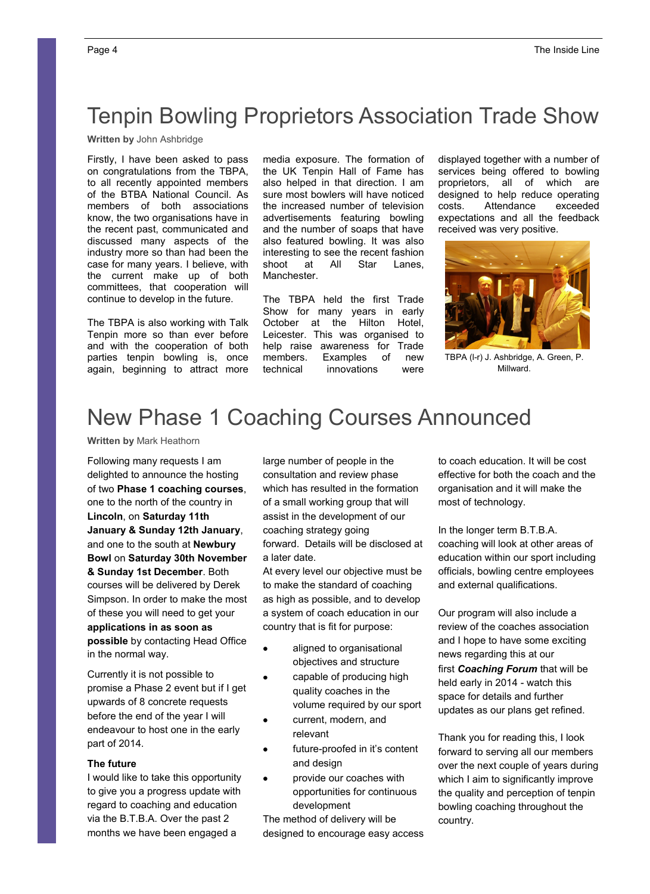# Tenpin Bowling Proprietors Association Trade Show

**Written by** John Ashbridge

Firstly, I have been asked to pass on congratulations from the TBPA, to all recently appointed members of the BTBA National Council. As members of both associations know, the two organisations have in the recent past, communicated and discussed many aspects of the industry more so than had been the case for many years. I believe, with the current make up of both committees, that cooperation will continue to develop in the future.

The TBPA is also working with Talk Tenpin more so than ever before and with the cooperation of both parties tenpin bowling is, once again, beginning to attract more media exposure. The formation of the UK Tenpin Hall of Fame has also helped in that direction. I am sure most bowlers will have noticed the increased number of television advertisements featuring bowling and the number of soaps that have also featured bowling. It was also interesting to see the recent fashion shoot at All Star Lanes, Manchester.

The TBPA held the first Trade Show for many years in early October at the Hilton Hotel, Leicester. This was organised to help raise awareness for Trade members. Examples of new technical innovations were displayed together with a number of services being offered to bowling proprietors, all of which are designed to help reduce operating costs. Attendance exceeded expectations and all the feedback received was very positive.

TBPA (l-r) J. Ashbridge, A. Green, P. Millward.

# New Phase 1 Coaching Courses Announced

**Written by** Mark Heathorn

Following many requests I am delighted to announce the hosting of two **Phase 1 coaching courses**, one to the north of the country in **Lincoln**, on **Saturday 11th January & Sunday 12th January**, and one to the south at **Newbury Bowl** on **Saturday 30th November & Sunday 1st December**. Both courses will be delivered by Derek Simpson. In order to make the most of these you will need to get your **applications in as soon as possible** by contacting Head Office in the normal way.

Currently it is not possible to promise a Phase 2 event but if I get upwards of 8 concrete requests before the end of the year I will endeavour to host one in the early part of 2014.

**The future**

I would like to take this opportunity to give you a progress update with regard to coaching and education via the B.T.B.A. Over the past 2 months we have been engaged a large number of people in the consultation and review phase which has resulted in the formation of a small working group that will assist in the development of our coaching strategy going forward. Details will be disclosed at a later date.

At every level our objective must be to make the standard of coaching as high as possible, and to develop a system of coach education in our country that is fit for purpose:

- aligned to organisational objectives and structure
- capable of producing high quality coaches in the volume required by our sport
- current, modern, and relevant
- future-proofed in it's content and design
- provide our coaches with opportunities for continuous development

The method of delivery will be designed to encourage easy access to coach education. It will be cost effective for both the coach and the organisation and it will make the most of technology.

In the longer term B.T.B.A. coaching will look at other areas of education within our sport including officials, bowling centre employees and external qualifications.

Our program will also include a review of the coaches association and I hope to have some exciting news regarding this at our first ***Coaching Forum*** that will be held early in 2014 - watch this space for details and further updates as our plans get refined.

Thank you for reading this, I look forward to serving all our members over the next couple of years during which I aim to significantly improve the quality and perception of tenpin bowling coaching throughout the country.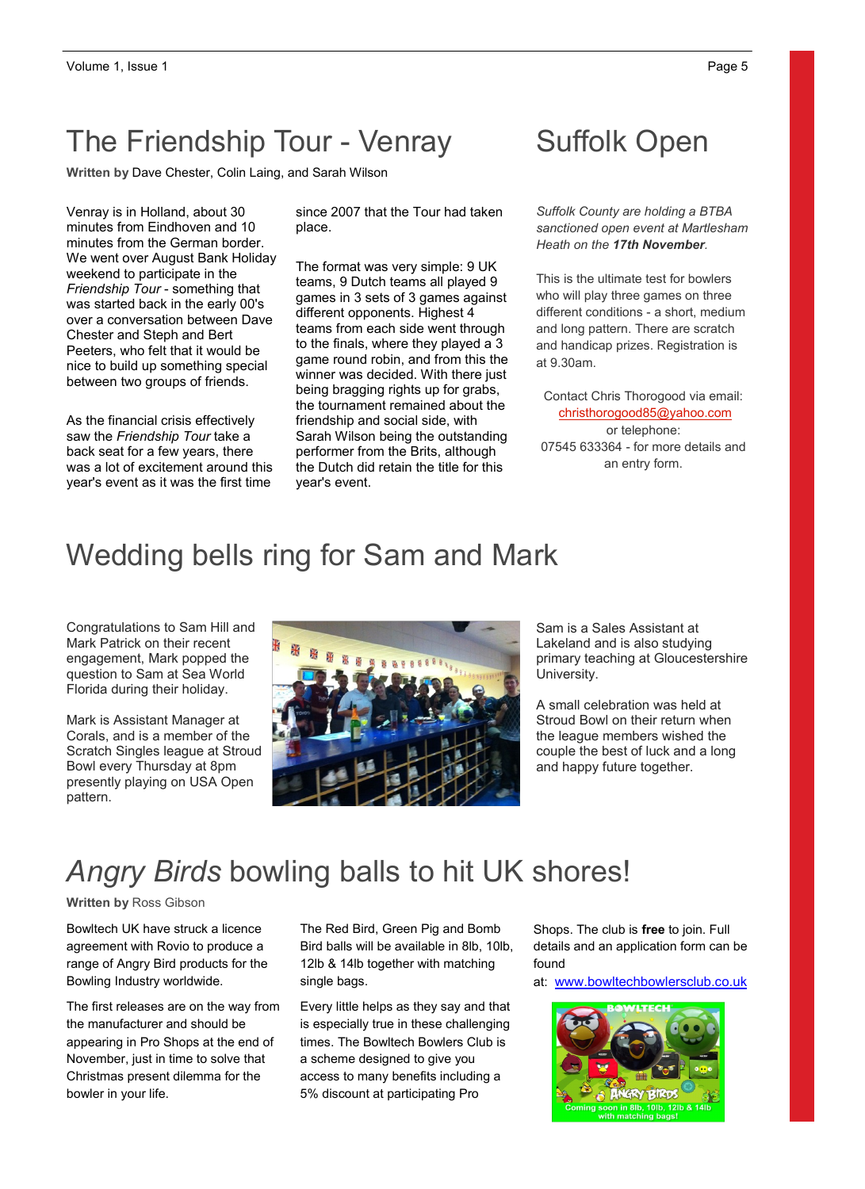# The Friendship Tour - Venray

**Written by** Dave Chester, Colin Laing, and Sarah Wilson

Venray is in Holland, about 30 minutes from Eindhoven and 10 minutes from the German border. We went over August Bank Holiday weekend to participate in the *Friendship Tour* - something that was started back in the early 00's over a conversation between Dave Chester and Steph and Bert Peeters, who felt that it would be nice to build up something special between two groups of friends.

As the financial crisis effectively saw the *Friendship Tour* take a back seat for a few years, there was a lot of excitement around this year's event as it was the first time since 2007 that the Tour had taken place.

The format was very simple: 9 UK teams, 9 Dutch teams all played 9 games in 3 sets of 3 games against different opponents. Highest 4 teams from each side went through to the finals, where they played a 3 game round robin, and from this the winner was decided. With there just being bragging rights up for grabs, the tournament remained about the friendship and social side, with Sarah Wilson being the outstanding performer from the Brits, although the Dutch did retain the title for this year's event.

# Suffolk Open

*Suffolk County are holding a BTBA sanctioned open event at Martlesham Heath on the* ***17th November****.*

This is the ultimate test for bowlers who will play three games on three different conditions - a short, medium and long pattern. There are scratch and handicap prizes. Registration is at 9.30am.

Contact Chris Thorogood via email:
christhorogood85@yahoo.com
or telephone:
07545 633364 - for more details and an entry form.

# Wedding bells ring for Sam and Mark

Congratulations to Sam Hill and Mark Patrick on their recent engagement, Mark popped the question to Sam at Sea World Florida during their holiday.

Mark is Assistant Manager at Corals, and is a member of the Scratch Singles league at Stroud Bowl every Thursday at 8pm presently playing on USA Open pattern.

Sam is a Sales Assistant at Lakeland and is also studying primary teaching at Gloucestershire University.

A small celebration was held at Stroud Bowl on their return when the league members wished the couple the best of luck and a long and happy future together.

# *Angry Birds* bowling balls to hit UK shores!

**Written by** Ross Gibson

Bowltech UK have struck a licence agreement with Rovio to produce a range of Angry Bird products for the Bowling Industry worldwide.

The first releases are on the way from the manufacturer and should be appearing in Pro Shops at the end of November, just in time to solve that Christmas present dilemma for the bowler in your life.

The Red Bird, Green Pig and Bomb Bird balls will be available in 8lb, 10lb, 12lb & 14lb together with matching single bags.

Every little helps as they say and that is especially true in these challenging times. The Bowltech Bowlers Club is a scheme designed to give you access to many benefits including a 5% discount at participating Pro Shops. The club is **free** to join. Full details and an application form can be found at: www.bowltechbowlersclub.co.uk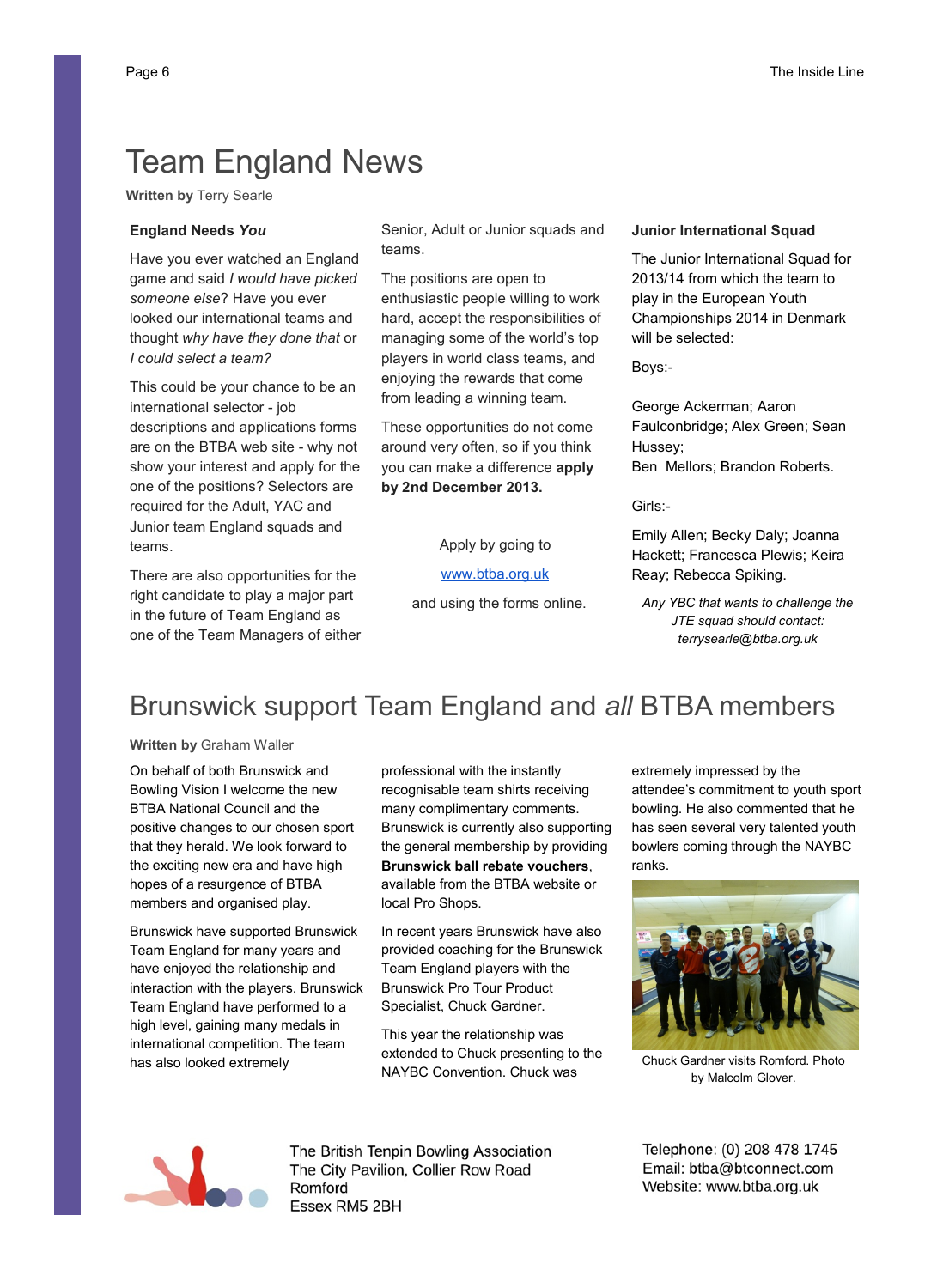# Team England News

**Written by** Terry Searle

**England Needs *You***

Have you ever watched an England game and said *I would have picked someone else*? Have you ever looked our international teams and thought *why have they done that* or *I could select a team?*

This could be your chance to be an international selector - job descriptions and applications forms are on the BTBA web site - why not show your interest and apply for the one of the positions? Selectors are required for the Adult, YAC and Junior team England squads and teams.

There are also opportunities for the right candidate to play a major part in the future of Team England as one of the Team Managers of either Senior, Adult or Junior squads and teams.

The positions are open to enthusiastic people willing to work hard, accept the responsibilities of managing some of the world's top players in world class teams, and enjoying the rewards that come from leading a winning team.

These opportunities do not come around very often, so if you think you can make a difference **apply by 2nd December 2013.**

Apply by going to

www.btba.org.uk

and using the forms online.

**Junior International Squad**

The Junior International Squad for 2013/14 from which the team to play in the European Youth Championships 2014 in Denmark will be selected:

Boys:-

George Ackerman; Aaron Faulconbridge; Alex Green; Sean Hussey;
Ben Mellors; Brandon Roberts.

Girls:-

Emily Allen; Becky Daly; Joanna Hackett; Francesca Plewis; Keira Reay; Rebecca Spiking.

*Any YBC that wants to challenge the JTE squad should contact: terrysearle@btba.org.uk*

# Brunswick support Team England and *all* BTBA members

**Written by** Graham Waller

On behalf of both Brunswick and Bowling Vision I welcome the new BTBA National Council and the positive changes to our chosen sport that they herald. We look forward to the exciting new era and have high hopes of a resurgence of BTBA members and organised play.

Brunswick have supported Brunswick Team England for many years and have enjoyed the relationship and interaction with the players. Brunswick Team England have performed to a high level, gaining many medals in international competition. The team has also looked extremely professional with the instantly recognisable team shirts receiving many complimentary comments. Brunswick is currently also supporting the general membership by providing **Brunswick ball rebate vouchers**, available from the BTBA website or local Pro Shops.

In recent years Brunswick have also provided coaching for the Brunswick Team England players with the Brunswick Pro Tour Product Specialist, Chuck Gardner.

This year the relationship was extended to Chuck presenting to the NAYBC Convention. Chuck was extremely impressed by the attendee's commitment to youth sport bowling. He also commented that he has seen several very talented youth bowlers coming through the NAYBC ranks.

Chuck Gardner visits Romford. Photo by Malcolm Glover.

The British Tenpin Bowling Association
The City Pavilion, Collier Row Road
Romford
Essex RM5 2BH

Telephone: (0) 208 478 1745
Email: btba@btconnect.com
Website: www.btba.org.uk